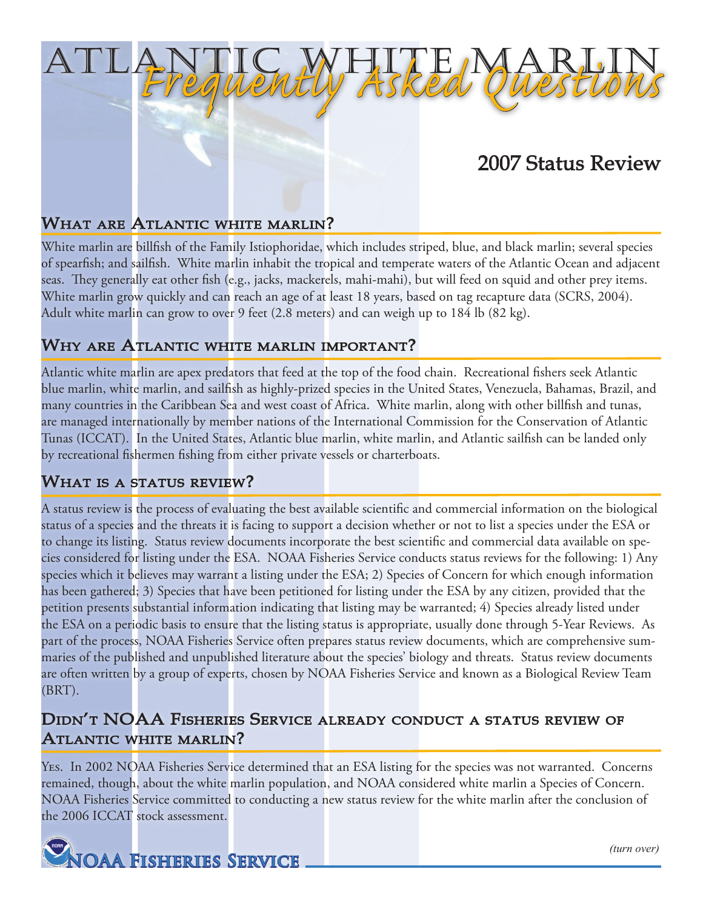# Atlantic White Marlin Frequently Asked Questions

## 2007 Status Review

### What are Atlantic white marlin?

White marlin are billfish of the Family Istiophoridae, which includes striped, blue, and black marlin; several species of spearfish; and sailfish. White marlin inhabit the tropical and temperate waters of the Atlantic Ocean and adjacent seas. They generally eat other fish (e.g., jacks, mackerels, mahi-mahi), but will feed on squid and other prey items. White marlin grow quickly and can reach an age of at least 18 years, based on tag recapture data (SCRS, 2004). Adult white marlin can grow to over 9 feet (2.8 meters) and can weigh up to 184 lb (82 kg).

### Why are Atlantic white marlin important?

Atlantic white marlin are apex predators that feed at the top of the food chain. Recreational fishers seek Atlantic blue marlin, white marlin, and sailfish as highly-prized species in the United States, Venezuela, Bahamas, Brazil, and many countries in the Caribbean Sea and west coast of Africa. White marlin, along with other billfish and tunas, are managed internationally by member nations of the International Commission for the Conservation of Atlantic Tunas (ICCAT). In the United States, Atlantic blue marlin, white marlin, and Atlantic sailfish can be landed only by recreational fishermen fishing from either private vessels or charterboats.

### What is a status review?

A status review is the process of evaluating the best available scientific and commercial information on the biological status of a species and the threats it is facing to support a decision whether or not to list a species under the ESA or to change its listing. Status review documents incorporate the best scientific and commercial data available on species considered for listing under the ESA. NOAA Fisheries Service conducts status reviews for the following: 1) Any species which it believes may warrant a listing under the ESA; 2) Species of Concern for which enough information has been gathered; 3) Species that have been petitioned for listing under the ESA by any citizen, provided that the petition presents substantial information indicating that listing may be warranted; 4) Species already listed under the ESA on a periodic basis to ensure that the listing status is appropriate, usually done through 5-Year Reviews. As part of the process, NOAA Fisheries Service often prepares status review documents, which are comprehensive summaries of the published and unpublished literature about the species' biology and threats. Status review documents are often written by a group of experts, chosen by NOAA Fisheries Service and known as a Biological Review Team (BRT).

### Didn't NOAA Fisheries Service already conduct a status review of Atlantic white marlin?

Yes. In 2002 NOAA Fisheries Service determined that an ESA listing for the species was not warranted. Concerns remained, though, about the white marlin population, and NOAA considered white marlin a Species of Concern. NOAA Fisheries Service committed to conducting a new status review for the white marlin after the conclusion of the 2006 ICCAT stock assessment.

*(turn over)*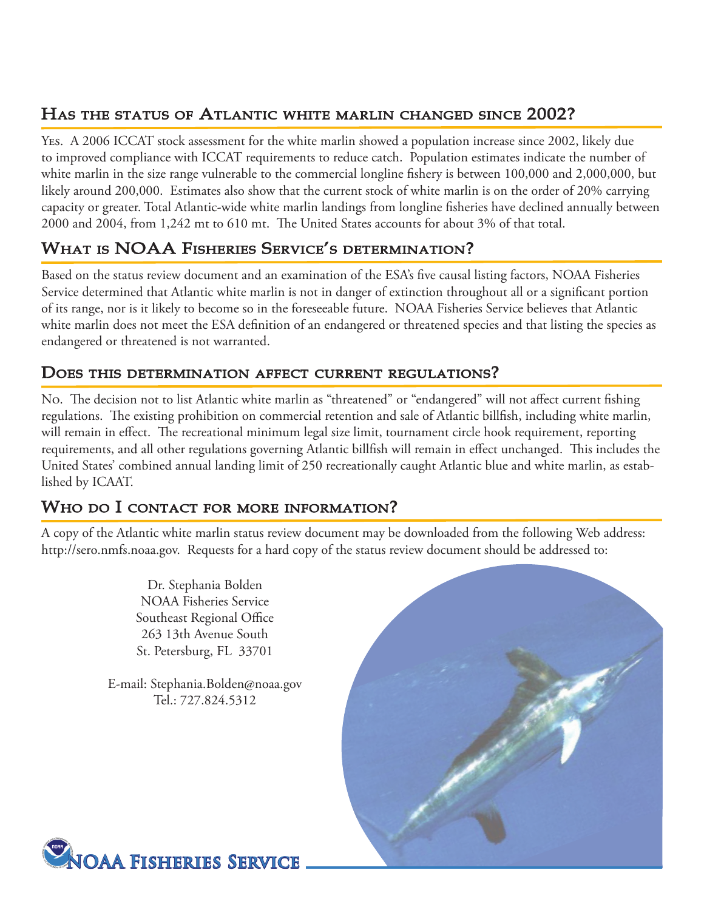## Has the status of Atlantic white marlin changed since 2002?

Yes. A 2006 ICCAT stock assessment for the white marlin showed a population increase since 2002, likely due to improved compliance with ICCAT requirements to reduce catch. Population estimates indicate the number of white marlin in the size range vulnerable to the commercial longline fishery is between 100,000 and 2,000,000, but likely around 200,000. Estimates also show that the current stock of white marlin is on the order of 20% carrying capacity or greater. Total Atlantic-wide white marlin landings from longline fisheries have declined annually between 2000 and 2004, from 1,242 mt to 610 mt. The United States accounts for about 3% of that total.

## What is NOAA Fisheries Service's determination?

Based on the status review document and an examination of the ESA's five causal listing factors, NOAA Fisheries Service determined that Atlantic white marlin is not in danger of extinction throughout all or a significant portion of its range, nor is it likely to become so in the foreseeable future. NOAA Fisheries Service believes that Atlantic white marlin does not meet the ESA definition of an endangered or threatened species and that listing the species as endangered or threatened is not warranted.

## Does this determination affect current regulations?

No. The decision not to list Atlantic white marlin as "threatened" or "endangered" will not affect current fishing regulations. The existing prohibition on commercial retention and sale of Atlantic billfish, including white marlin, will remain in effect. The recreational minimum legal size limit, tournament circle hook requirement, reporting requirements, and all other regulations governing Atlantic billfish will remain in effect unchanged. This includes the United States' combined annual landing limit of 250 recreationally caught Atlantic blue and white marlin, as established by ICAAT.

## Who do I contact for more information?

A copy of the Atlantic white marlin status review document may be downloaded from the following Web address: http://sero.nmfs.noaa.gov. Requests for a hard copy of the status review document should be addressed to:

Dr. Stephania Bolden
NOAA Fisheries Service
Southeast Regional Office
263 13th Avenue South
St. Petersburg, FL 33701

E-mail: Stephania.Bolden@noaa.gov
Tel.: 727.824.5312

NOAA Fisheries Service